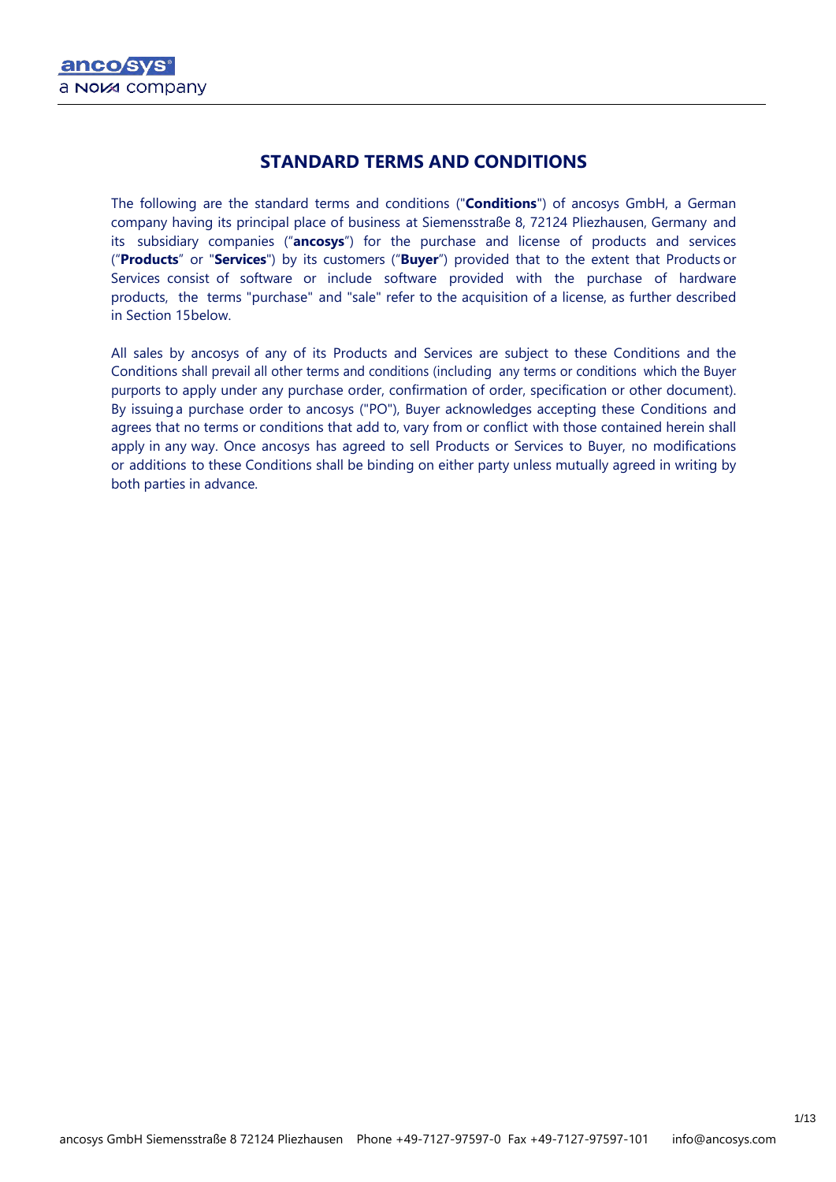# STANDARD TERMS AND CONDITIONS

The following are the standard terms and conditions ("**Conditions**") of ancosys GmbH, a German company having its principal place of business at Siemensstraße 8, 72124 Pliezhausen, Germany and its subsidiary companies ("**ancosys**") for the purchase and license of products and services ("**Products**" or "**Services**") by its customers ("**Buyer**") provided that to the extent that Products or Services consist of software or include software provided with the purchase of hardware products, the terms "purchase" and "sale" refer to the acquisition of a license, as further described in Section 15below.

All sales by ancosys of any of its Products and Services are subject to these Conditions and the Conditions shall prevail all other terms and conditions (including any terms or conditions which the Buyer purports to apply under any purchase order, confirmation of order, specification or other document). By issuing a purchase order to ancosys ("PO"), Buyer acknowledges accepting these Conditions and agrees that no terms or conditions that add to, vary from or conflict with those contained herein shall apply in any way. Once ancosys has agreed to sell Products or Services to Buyer, no modifications or additions to these Conditions shall be binding on either party unless mutually agreed in writing by both parties in advance.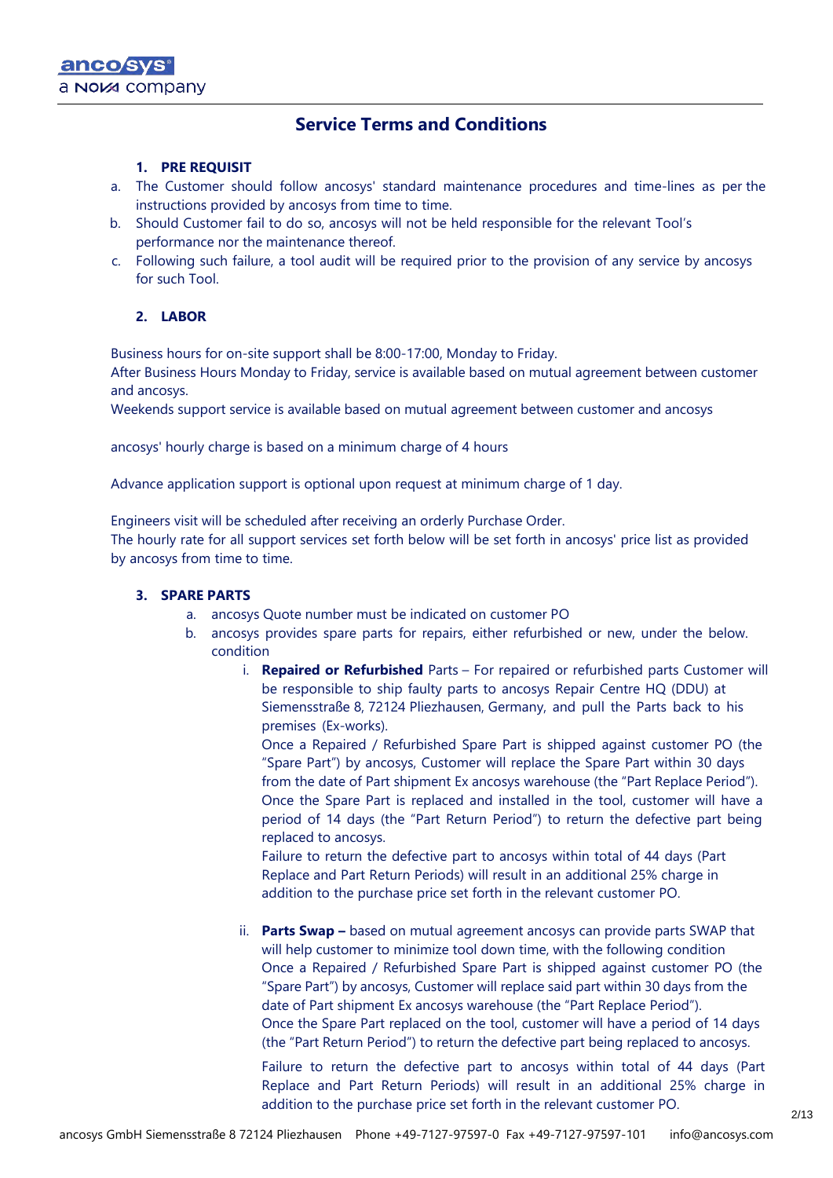# Service Terms and Conditions

## 1. PRE REQUISIT

a. The Customer should follow ancosys' standard maintenance procedures and time-lines as per the instructions provided by ancosys from time to time.

b. Should Customer fail to do so, ancosys will not be held responsible for the relevant Tool's performance nor the maintenance thereof.

c. Following such failure, a tool audit will be required prior to the provision of any service by ancosys for such Tool.

## 2. LABOR

Business hours for on-site support shall be 8:00-17:00, Monday to Friday.
After Business Hours Monday to Friday, service is available based on mutual agreement between customer and ancosys.
Weekends support service is available based on mutual agreement between customer and ancosys

ancosys' hourly charge is based on a minimum charge of 4 hours

Advance application support is optional upon request at minimum charge of 1 day.

Engineers visit will be scheduled after receiving an orderly Purchase Order.
The hourly rate for all support services set forth below will be set forth in ancosys' price list as provided by ancosys from time to time.

## 3. SPARE PARTS

a. ancosys Quote number must be indicated on customer PO

b. ancosys provides spare parts for repairs, either refurbished or new, under the below. condition

   i. **Repaired or Refurbished** Parts – For repaired or refurbished parts Customer will be responsible to ship faulty parts to ancosys Repair Centre HQ (DDU) at Siemensstraße 8, 72124 Pliezhausen, Germany, and pull the Parts back to his premises (Ex-works).
   Once a Repaired / Refurbished Spare Part is shipped against customer PO (the "Spare Part") by ancosys, Customer will replace the Spare Part within 30 days from the date of Part shipment Ex ancosys warehouse (the "Part Replace Period").
   Once the Spare Part is replaced and installed in the tool, customer will have a period of 14 days (the "Part Return Period") to return the defective part being replaced to ancosys.
   Failure to return the defective part to ancosys within total of 44 days (Part Replace and Part Return Periods) will result in an additional 25% charge in addition to the purchase price set forth in the relevant customer PO.

   ii. **Parts Swap –** based on mutual agreement ancosys can provide parts SWAP that will help customer to minimize tool down time, with the following condition
   Once a Repaired / Refurbished Spare Part is shipped against customer PO (the "Spare Part") by ancosys, Customer will replace said part within 30 days from the date of Part shipment Ex ancosys warehouse (the "Part Replace Period").
   Once the Spare Part replaced on the tool, customer will have a period of 14 days (the "Part Return Period") to return the defective part being replaced to ancosys.

   Failure to return the defective part to ancosys within total of 44 days (Part Replace and Part Return Periods) will result in an additional 25% charge in addition to the purchase price set forth in the relevant customer PO.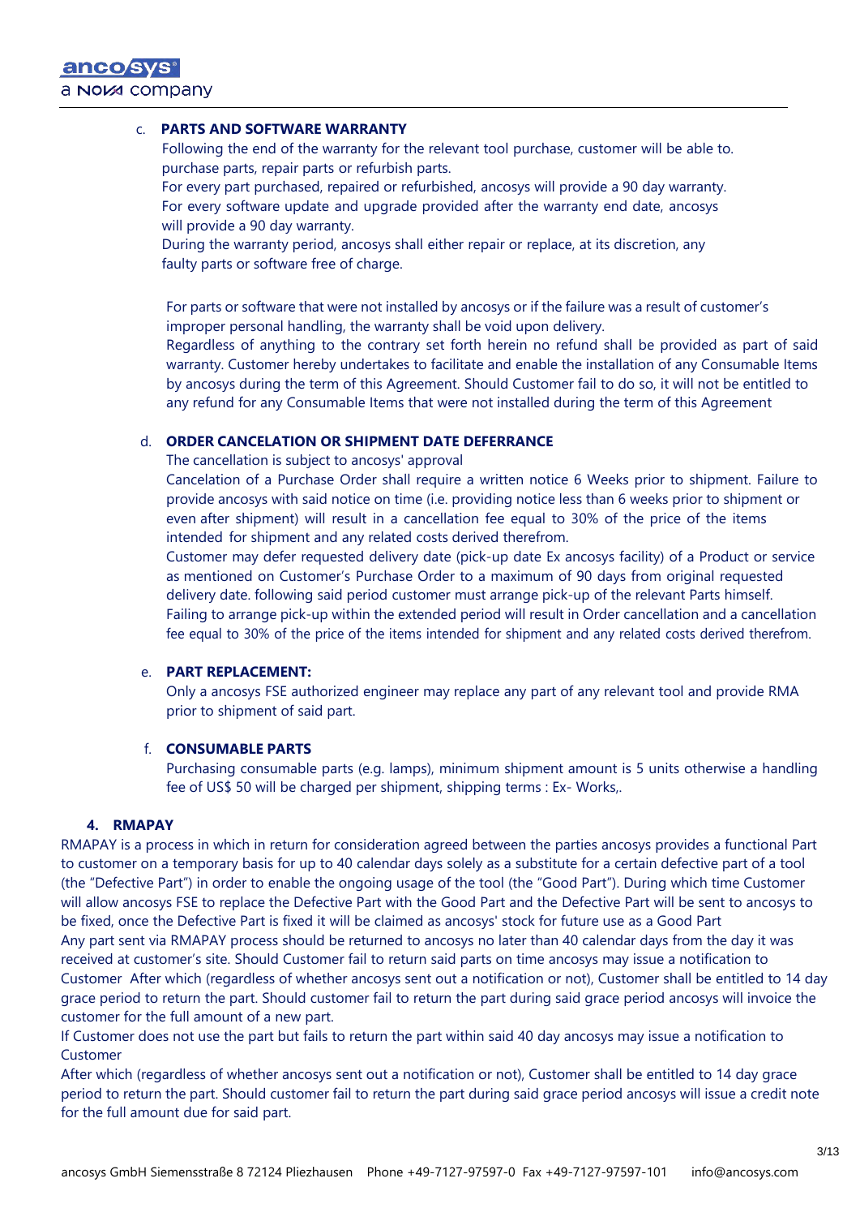c. **PARTS AND SOFTWARE WARRANTY**

Following the end of the warranty for the relevant tool purchase, customer will be able to. purchase parts, repair parts or refurbish parts.
For every part purchased, repaired or refurbished, ancosys will provide a 90 day warranty.
For every software update and upgrade provided after the warranty end date, ancosys will provide a 90 day warranty.
During the warranty period, ancosys shall either repair or replace, at its discretion, any faulty parts or software free of charge.

For parts or software that were not installed by ancosys or if the failure was a result of customer's improper personal handling, the warranty shall be void upon delivery.
Regardless of anything to the contrary set forth herein no refund shall be provided as part of said warranty. Customer hereby undertakes to facilitate and enable the installation of any Consumable Items by ancosys during the term of this Agreement. Should Customer fail to do so, it will not be entitled to any refund for any Consumable Items that were not installed during the term of this Agreement

d. **ORDER CANCELATION OR SHIPMENT DATE DEFERRANCE**

The cancellation is subject to ancosys' approval
Cancelation of a Purchase Order shall require a written notice 6 Weeks prior to shipment. Failure to provide ancosys with said notice on time (i.e. providing notice less than 6 weeks prior to shipment or even after shipment) will result in a cancellation fee equal to 30% of the price of the items intended for shipment and any related costs derived therefrom.
Customer may defer requested delivery date (pick-up date Ex ancosys facility) of a Product or service as mentioned on Customer's Purchase Order to a maximum of 90 days from original requested delivery date. following said period customer must arrange pick-up of the relevant Parts himself.
Failing to arrange pick-up within the extended period will result in Order cancellation and a cancellation fee equal to 30% of the price of the items intended for shipment and any related costs derived therefrom.

e. **PART REPLACEMENT:**

Only a ancosys FSE authorized engineer may replace any part of any relevant tool and provide RMA prior to shipment of said part.

f. **CONSUMABLE PARTS**

Purchasing consumable parts (e.g. lamps), minimum shipment amount is 5 units otherwise a handling fee of US$ 50 will be charged per shipment, shipping terms : Ex- Works,.

## 4. RMAPAY

RMAPAY is a process in which in return for consideration agreed between the parties ancosys provides a functional Part to customer on a temporary basis for up to 40 calendar days solely as a substitute for a certain defective part of a tool (the "Defective Part") in order to enable the ongoing usage of the tool (the "Good Part"). During which time Customer will allow ancosys FSE to replace the Defective Part with the Good Part and the Defective Part will be sent to ancosys to be fixed, once the Defective Part is fixed it will be claimed as ancosys' stock for future use as a Good Part
Any part sent via RMAPAY process should be returned to ancosys no later than 40 calendar days from the day it was received at customer's site. Should Customer fail to return said parts on time ancosys may issue a notification to Customer After which (regardless of whether ancosys sent out a notification or not), Customer shall be entitled to 14 day grace period to return the part. Should customer fail to return the part during said grace period ancosys will invoice the customer for the full amount of a new part.
If Customer does not use the part but fails to return the part within said 40 day ancosys may issue a notification to Customer
After which (regardless of whether ancosys sent out a notification or not), Customer shall be entitled to 14 day grace period to return the part. Should customer fail to return the part during said grace period ancosys will issue a credit note for the full amount due for said part.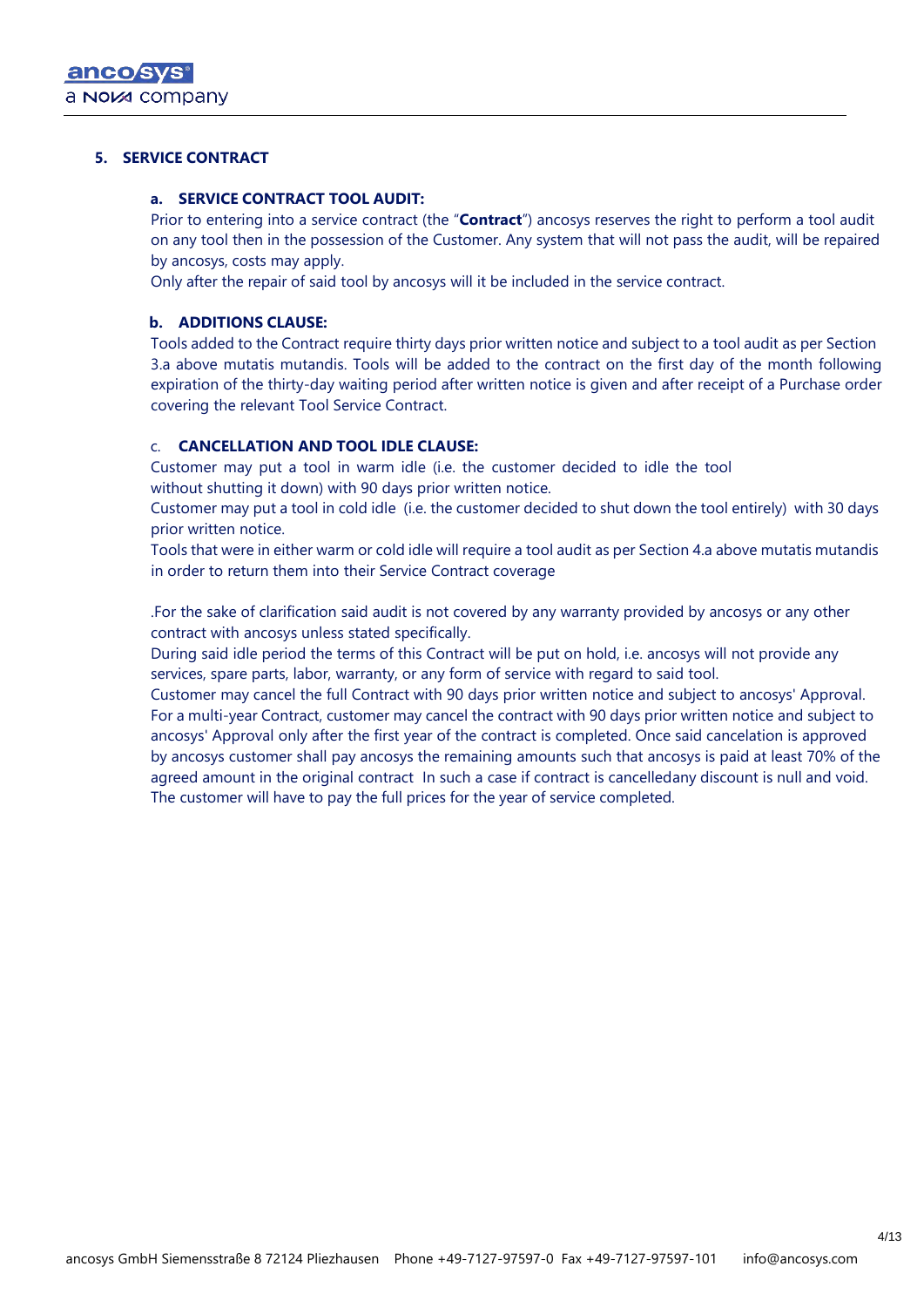## 5. SERVICE CONTRACT

### a. SERVICE CONTRACT TOOL AUDIT:

Prior to entering into a service contract (the "**Contract**") ancosys reserves the right to perform a tool audit on any tool then in the possession of the Customer. Any system that will not pass the audit, will be repaired by ancosys, costs may apply.

Only after the repair of said tool by ancosys will it be included in the service contract.

### b. ADDITIONS CLAUSE:

Tools added to the Contract require thirty days prior written notice and subject to a tool audit as per Section 3.a above mutatis mutandis. Tools will be added to the contract on the first day of the month following expiration of the thirty-day waiting period after written notice is given and after receipt of a Purchase order covering the relevant Tool Service Contract.

### c. CANCELLATION AND TOOL IDLE CLAUSE:

Customer may put a tool in warm idle (i.e. the customer decided to idle the tool without shutting it down) with 90 days prior written notice.

Customer may put a tool in cold idle (i.e. the customer decided to shut down the tool entirely) with 30 days prior written notice.

Tools that were in either warm or cold idle will require a tool audit as per Section 4.a above mutatis mutandis in order to return them into their Service Contract coverage

.For the sake of clarification said audit is not covered by any warranty provided by ancosys or any other contract with ancosys unless stated specifically.

During said idle period the terms of this Contract will be put on hold, i.e. ancosys will not provide any services, spare parts, labor, warranty, or any form of service with regard to said tool.

Customer may cancel the full Contract with 90 days prior written notice and subject to ancosys' Approval. For a multi-year Contract, customer may cancel the contract with 90 days prior written notice and subject to ancosys' Approval only after the first year of the contract is completed. Once said cancelation is approved by ancosys customer shall pay ancosys the remaining amounts such that ancosys is paid at least 70% of the agreed amount in the original contract In such a case if contract is cancelledany discount is null and void. The customer will have to pay the full prices for the year of service completed.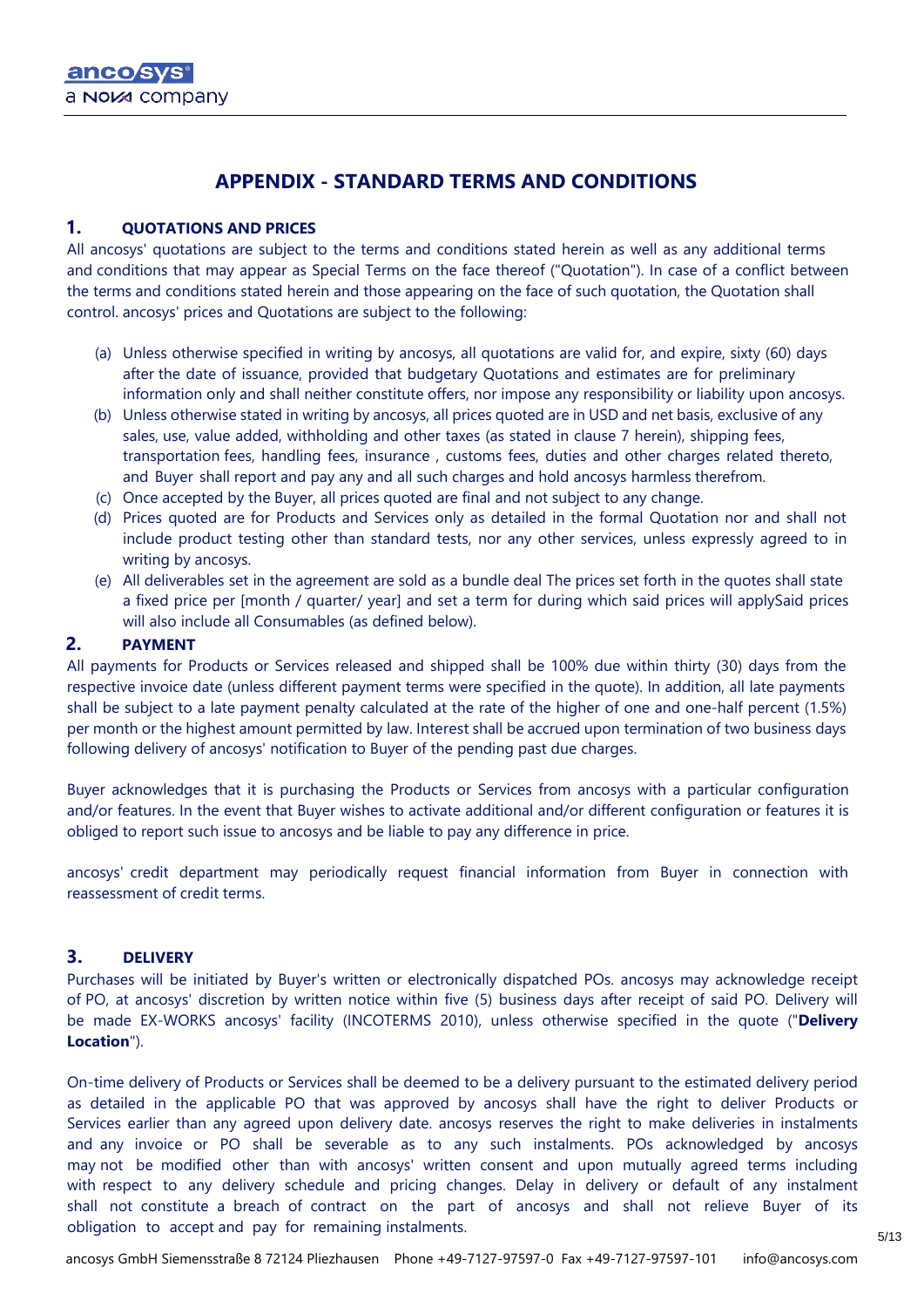# APPENDIX - STANDARD TERMS AND CONDITIONS

## 1. QUOTATIONS AND PRICES

All ancosys' quotations are subject to the terms and conditions stated herein as well as any additional terms and conditions that may appear as Special Terms on the face thereof ("Quotation"). In case of a conflict between the terms and conditions stated herein and those appearing on the face of such quotation, the Quotation shall control. ancosys' prices and Quotations are subject to the following:

(a) Unless otherwise specified in writing by ancosys, all quotations are valid for, and expire, sixty (60) days after the date of issuance, provided that budgetary Quotations and estimates are for preliminary information only and shall neither constitute offers, nor impose any responsibility or liability upon ancosys.

(b) Unless otherwise stated in writing by ancosys, all prices quoted are in USD and net basis, exclusive of any sales, use, value added, withholding and other taxes (as stated in clause 7 herein), shipping fees, transportation fees, handling fees, insurance , customs fees, duties and other charges related thereto, and Buyer shall report and pay any and all such charges and hold ancosys harmless therefrom.

(c) Once accepted by the Buyer, all prices quoted are final and not subject to any change.

(d) Prices quoted are for Products and Services only as detailed in the formal Quotation nor and shall not include product testing other than standard tests, nor any other services, unless expressly agreed to in writing by ancosys.

(e) All deliverables set in the agreement are sold as a bundle deal The prices set forth in the quotes shall state a fixed price per [month / quarter/ year] and set a term for during which said prices will applySaid prices will also include all Consumables (as defined below).

## 2. PAYMENT

All payments for Products or Services released and shipped shall be 100% due within thirty (30) days from the respective invoice date (unless different payment terms were specified in the quote). In addition, all late payments shall be subject to a late payment penalty calculated at the rate of the higher of one and one-half percent (1.5%) per month or the highest amount permitted by law. Interest shall be accrued upon termination of two business days following delivery of ancosys' notification to Buyer of the pending past due charges.

Buyer acknowledges that it is purchasing the Products or Services from ancosys with a particular configuration and/or features. In the event that Buyer wishes to activate additional and/or different configuration or features it is obliged to report such issue to ancosys and be liable to pay any difference in price.

ancosys' credit department may periodically request financial information from Buyer in connection with reassessment of credit terms.

## 3. DELIVERY

Purchases will be initiated by Buyer's written or electronically dispatched POs. ancosys may acknowledge receipt of PO, at ancosys' discretion by written notice within five (5) business days after receipt of said PO. Delivery will be made EX-WORKS ancosys' facility (INCOTERMS 2010), unless otherwise specified in the quote ("**Delivery Location**").

On-time delivery of Products or Services shall be deemed to be a delivery pursuant to the estimated delivery period as detailed in the applicable PO that was approved by ancosys shall have the right to deliver Products or Services earlier than any agreed upon delivery date. ancosys reserves the right to make deliveries in instalments and any invoice or PO shall be severable as to any such instalments. POs acknowledged by ancosys may not be modified other than with ancosys' written consent and upon mutually agreed terms including with respect to any delivery schedule and pricing changes. Delay in delivery or default of any instalment shall not constitute a breach of contract on the part of ancosys and shall not relieve Buyer of its obligation to accept and pay for remaining instalments.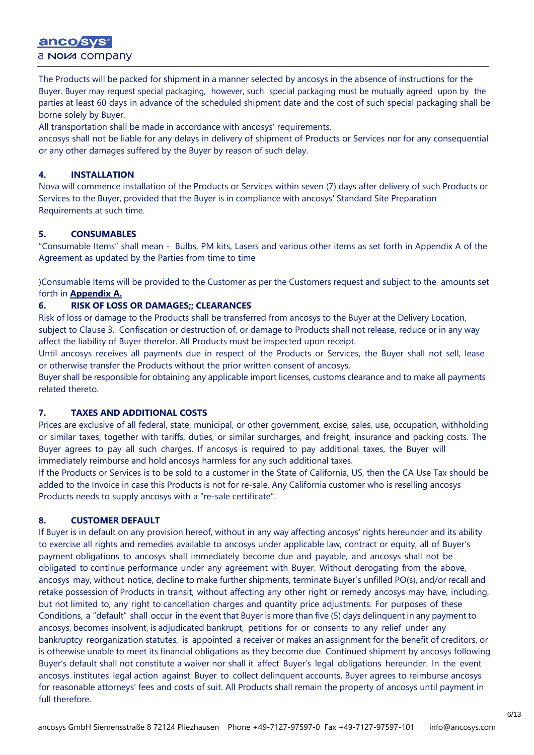The Products will be packed for shipment in a manner selected by ancosys in the absence of instructions for the Buyer. Buyer may request special packaging, however, such special packaging must be mutually agreed upon by the parties at least 60 days in advance of the scheduled shipment date and the cost of such special packaging shall be borne solely by Buyer.

All transportation shall be made in accordance with ancosys' requirements.

ancosys shall not be liable for any delays in delivery of shipment of Products or Services nor for any consequential or any other damages suffered by the Buyer by reason of such delay.

## 4. INSTALLATION

Nova will commence installation of the Products or Services within seven (7) days after delivery of such Products or Services to the Buyer, provided that the Buyer is in compliance with ancosys' Standard Site Preparation Requirements at such time.

## 5. CONSUMABLES

“Consumable Items” shall mean - Bulbs, PM kits, Lasers and various other items as set forth in Appendix A of the Agreement as updated by the Parties from time to time

)Consumable Items will be provided to the Customer as per the Customers request and subject to the amounts set forth in **Appendix A.**

## 6. RISK OF LOSS OR DAMAGES;; CLEARANCES

Risk of loss or damage to the Products shall be transferred from ancosys to the Buyer at the Delivery Location, subject to Clause 3. Confiscation or destruction of, or damage to Products shall not release, reduce or in any way affect the liability of Buyer therefor. All Products must be inspected upon receipt.

Until ancosys receives all payments due in respect of the Products or Services, the Buyer shall not sell, lease or otherwise transfer the Products without the prior written consent of ancosys.

Buyer shall be responsible for obtaining any applicable import licenses, customs clearance and to make all payments related thereto.

## 7. TAXES AND ADDITIONAL COSTS

Prices are exclusive of all federal, state, municipal, or other government, excise, sales, use, occupation, withholding or similar taxes, together with tariffs, duties, or similar surcharges, and freight, insurance and packing costs. The Buyer agrees to pay all such charges. If ancosys is required to pay additional taxes, the Buyer will immediately reimburse and hold ancosys harmless for any such additional taxes.

If the Products or Services is to be sold to a customer in the State of California, US, then the CA Use Tax should be added to the Invoice in case this Products is not for re-sale. Any California customer who is reselling ancosys Products needs to supply ancosys with a “re-sale certificate”.

## 8. CUSTOMER DEFAULT

If Buyer is in default on any provision hereof, without in any way affecting ancosys' rights hereunder and its ability to exercise all rights and remedies available to ancosys under applicable law, contract or equity, all of Buyer’s payment obligations to ancosys shall immediately become due and payable, and ancosys shall not be obligated to continue performance under any agreement with Buyer. Without derogating from the above, ancosys may, without notice, decline to make further shipments, terminate Buyer’s unfilled PO(s), and/or recall and retake possession of Products in transit, without affecting any other right or remedy ancosys may have, including, but not limited to, any right to cancellation charges and quantity price adjustments. For purposes of these Conditions, a “default” shall occur in the event that Buyer is more than five (5) days delinquent in any payment to ancosys, becomes insolvent, is adjudicated bankrupt, petitions for or consents to any relief under any bankruptcy reorganization statutes, is appointed a receiver or makes an assignment for the benefit of creditors, or is otherwise unable to meet its financial obligations as they become due. Continued shipment by ancosys following Buyer’s default shall not constitute a waiver nor shall it affect Buyer’s legal obligations hereunder. In the event ancosys institutes legal action against Buyer to collect delinquent accounts, Buyer agrees to reimburse ancosys for reasonable attorneys’ fees and costs of suit. All Products shall remain the property of ancosys until payment in full therefore.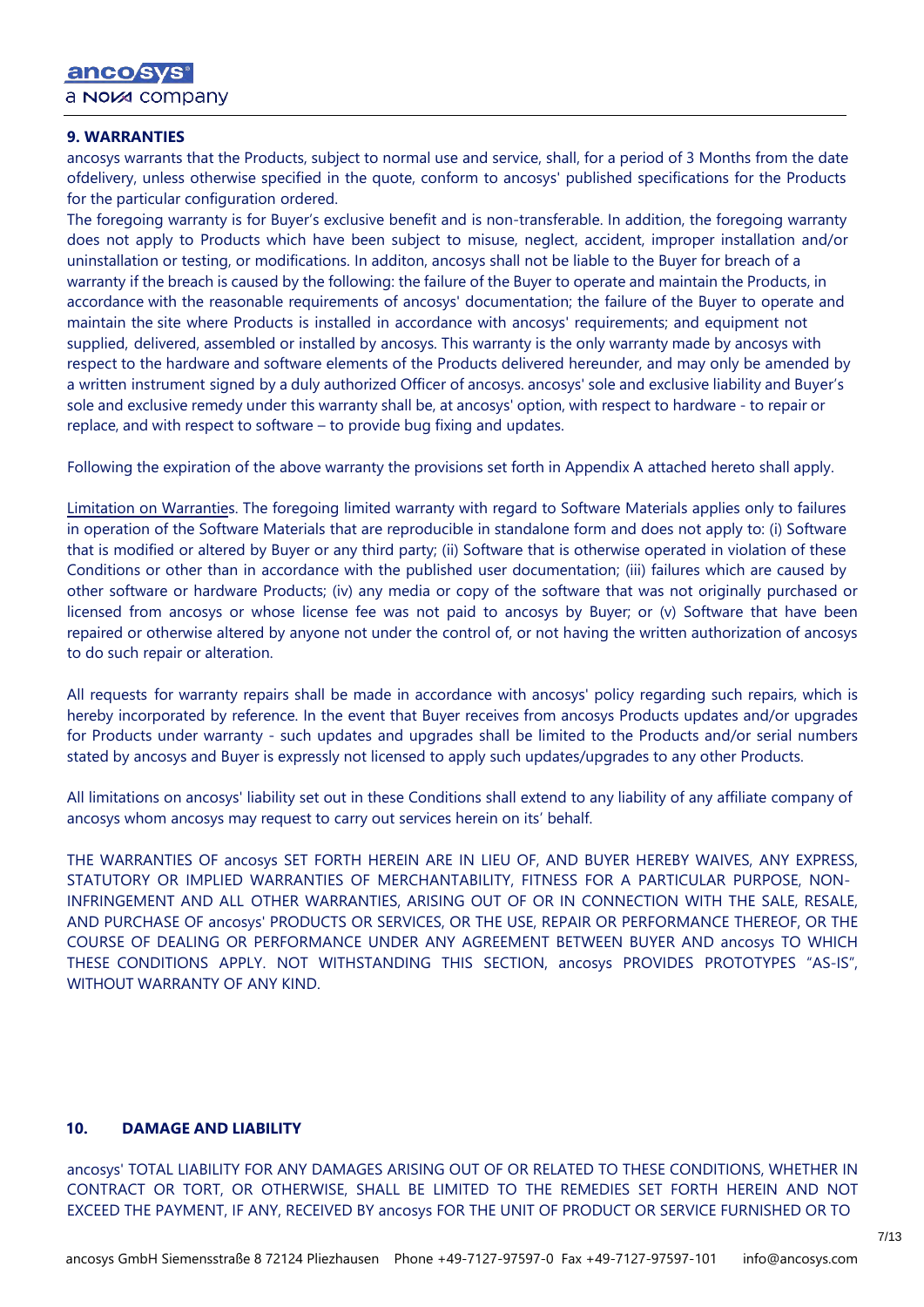## 9. WARRANTIES

ancosys warrants that the Products, subject to normal use and service, shall, for a period of 3 Months from the date ofdelivery, unless otherwise specified in the quote, conform to ancosys' published specifications for the Products for the particular configuration ordered.

The foregoing warranty is for Buyer's exclusive benefit and is non-transferable. In addition, the foregoing warranty does not apply to Products which have been subject to misuse, neglect, accident, improper installation and/or uninstallation or testing, or modifications. In additon, ancosys shall not be liable to the Buyer for breach of a warranty if the breach is caused by the following: the failure of the Buyer to operate and maintain the Products, in accordance with the reasonable requirements of ancosys' documentation; the failure of the Buyer to operate and maintain the site where Products is installed in accordance with ancosys' requirements; and equipment not supplied, delivered, assembled or installed by ancosys. This warranty is the only warranty made by ancosys with respect to the hardware and software elements of the Products delivered hereunder, and may only be amended by a written instrument signed by a duly authorized Officer of ancosys. ancosys' sole and exclusive liability and Buyer's sole and exclusive remedy under this warranty shall be, at ancosys' option, with respect to hardware - to repair or replace, and with respect to software – to provide bug fixing and updates.

Following the expiration of the above warranty the provisions set forth in Appendix A attached hereto shall apply.

Limitation on Warranties. The foregoing limited warranty with regard to Software Materials applies only to failures in operation of the Software Materials that are reproducible in standalone form and does not apply to: (i) Software that is modified or altered by Buyer or any third party; (ii) Software that is otherwise operated in violation of these Conditions or other than in accordance with the published user documentation; (iii) failures which are caused by other software or hardware Products; (iv) any media or copy of the software that was not originally purchased or licensed from ancosys or whose license fee was not paid to ancosys by Buyer; or (v) Software that have been repaired or otherwise altered by anyone not under the control of, or not having the written authorization of ancosys to do such repair or alteration.

All requests for warranty repairs shall be made in accordance with ancosys' policy regarding such repairs, which is hereby incorporated by reference. In the event that Buyer receives from ancosys Products updates and/or upgrades for Products under warranty - such updates and upgrades shall be limited to the Products and/or serial numbers stated by ancosys and Buyer is expressly not licensed to apply such updates/upgrades to any other Products.

All limitations on ancosys' liability set out in these Conditions shall extend to any liability of any affiliate company of ancosys whom ancosys may request to carry out services herein on its' behalf.

THE WARRANTIES OF ancosys SET FORTH HEREIN ARE IN LIEU OF, AND BUYER HEREBY WAIVES, ANY EXPRESS, STATUTORY OR IMPLIED WARRANTIES OF MERCHANTABILITY, FITNESS FOR A PARTICULAR PURPOSE, NON-INFRINGEMENT AND ALL OTHER WARRANTIES, ARISING OUT OF OR IN CONNECTION WITH THE SALE, RESALE, AND PURCHASE OF ancosys' PRODUCTS OR SERVICES, OR THE USE, REPAIR OR PERFORMANCE THEREOF, OR THE COURSE OF DEALING OR PERFORMANCE UNDER ANY AGREEMENT BETWEEN BUYER AND ancosys TO WHICH THESE CONDITIONS APPLY. NOT WITHSTANDING THIS SECTION, ancosys PROVIDES PROTOTYPES "AS-IS", WITHOUT WARRANTY OF ANY KIND.

## 10. DAMAGE AND LIABILITY

ancosys' TOTAL LIABILITY FOR ANY DAMAGES ARISING OUT OF OR RELATED TO THESE CONDITIONS, WHETHER IN CONTRACT OR TORT, OR OTHERWISE, SHALL BE LIMITED TO THE REMEDIES SET FORTH HEREIN AND NOT EXCEED THE PAYMENT, IF ANY, RECEIVED BY ancosys FOR THE UNIT OF PRODUCT OR SERVICE FURNISHED OR TO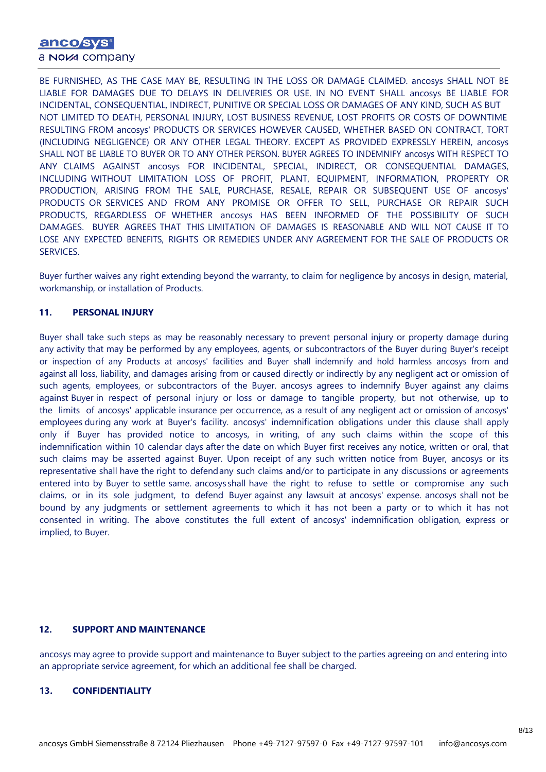BE FURNISHED, AS THE CASE MAY BE, RESULTING IN THE LOSS OR DAMAGE CLAIMED. ancosys SHALL NOT BE LIABLE FOR DAMAGES DUE TO DELAYS IN DELIVERIES OR USE. IN NO EVENT SHALL ancosys BE LIABLE FOR INCIDENTAL, CONSEQUENTIAL, INDIRECT, PUNITIVE OR SPECIAL LOSS OR DAMAGES OF ANY KIND, SUCH AS BUT NOT LIMITED TO DEATH, PERSONAL INJURY, LOST BUSINESS REVENUE, LOST PROFITS OR COSTS OF DOWNTIME RESULTING FROM ancosys' PRODUCTS OR SERVICES HOWEVER CAUSED, WHETHER BASED ON CONTRACT, TORT (INCLUDING NEGLIGENCE) OR ANY OTHER LEGAL THEORY. EXCEPT AS PROVIDED EXPRESSLY HEREIN, ancosys SHALL NOT BE LIABLE TO BUYER OR TO ANY OTHER PERSON. BUYER AGREES TO INDEMNIFY ancosys WITH RESPECT TO ANY CLAIMS AGAINST ancosys FOR INCIDENTAL, SPECIAL, INDIRECT, OR CONSEQUENTIAL DAMAGES, INCLUDING WITHOUT LIMITATION LOSS OF PROFIT, PLANT, EQUIPMENT, INFORMATION, PROPERTY OR PRODUCTION, ARISING FROM THE SALE, PURCHASE, RESALE, REPAIR OR SUBSEQUENT USE OF ancosys' PRODUCTS OR SERVICES AND FROM ANY PROMISE OR OFFER TO SELL, PURCHASE OR REPAIR SUCH PRODUCTS, REGARDLESS OF WHETHER ancosys HAS BEEN INFORMED OF THE POSSIBILITY OF SUCH DAMAGES. BUYER AGREES THAT THIS LIMITATION OF DAMAGES IS REASONABLE AND WILL NOT CAUSE IT TO LOSE ANY EXPECTED BENEFITS, RIGHTS OR REMEDIES UNDER ANY AGREEMENT FOR THE SALE OF PRODUCTS OR SERVICES.

Buyer further waives any right extending beyond the warranty, to claim for negligence by ancosys in design, material, workmanship, or installation of Products.

## 11. PERSONAL INJURY

Buyer shall take such steps as may be reasonably necessary to prevent personal injury or property damage during any activity that may be performed by any employees, agents, or subcontractors of the Buyer during Buyer's receipt or inspection of any Products at ancosys' facilities and Buyer shall indemnify and hold harmless ancosys from and against all loss, liability, and damages arising from or caused directly or indirectly by any negligent act or omission of such agents, employees, or subcontractors of the Buyer. ancosys agrees to indemnify Buyer against any claims against Buyer in respect of personal injury or loss or damage to tangible property, but not otherwise, up to the limits of ancosys' applicable insurance per occurrence, as a result of any negligent act or omission of ancosys' employees during any work at Buyer's facility. ancosys' indemnification obligations under this clause shall apply only if Buyer has provided notice to ancosys, in writing, of any such claims within the scope of this indemnification within 10 calendar days after the date on which Buyer first receives any notice, written or oral, that such claims may be asserted against Buyer. Upon receipt of any such written notice from Buyer, ancosys or its representative shall have the right to defend any such claims and/or to participate in any discussions or agreements entered into by Buyer to settle same. ancosys shall have the right to refuse to settle or compromise any such claims, or in its sole judgment, to defend Buyer against any lawsuit at ancosys' expense. ancosys shall not be bound by any judgments or settlement agreements to which it has not been a party or to which it has not consented in writing. The above constitutes the full extent of ancosys' indemnification obligation, express or implied, to Buyer.

## 12. SUPPORT AND MAINTENANCE

ancosys may agree to provide support and maintenance to Buyer subject to the parties agreeing on and entering into an appropriate service agreement, for which an additional fee shall be charged.

## 13. CONFIDENTIALITY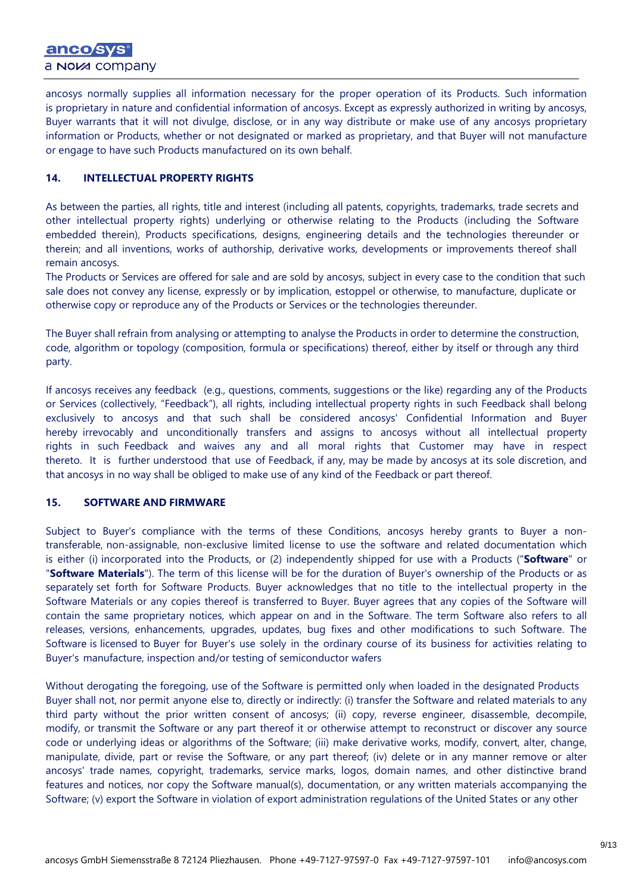ancosys normally supplies all information necessary for the proper operation of its Products. Such information is proprietary in nature and confidential information of ancosys. Except as expressly authorized in writing by ancosys, Buyer warrants that it will not divulge, disclose, or in any way distribute or make use of any ancosys proprietary information or Products, whether or not designated or marked as proprietary, and that Buyer will not manufacture or engage to have such Products manufactured on its own behalf.

## 14. INTELLECTUAL PROPERTY RIGHTS

As between the parties, all rights, title and interest (including all patents, copyrights, trademarks, trade secrets and other intellectual property rights) underlying or otherwise relating to the Products (including the Software embedded therein), Products specifications, designs, engineering details and the technologies thereunder or therein; and all inventions, works of authorship, derivative works, developments or improvements thereof shall remain ancosys.
The Products or Services are offered for sale and are sold by ancosys, subject in every case to the condition that such sale does not convey any license, expressly or by implication, estoppel or otherwise, to manufacture, duplicate or otherwise copy or reproduce any of the Products or Services or the technologies thereunder.

The Buyer shall refrain from analysing or attempting to analyse the Products in order to determine the construction, code, algorithm or topology (composition, formula or specifications) thereof, either by itself or through any third party.

If ancosys receives any feedback (e.g., questions, comments, suggestions or the like) regarding any of the Products or Services (collectively, "Feedback"), all rights, including intellectual property rights in such Feedback shall belong exclusively to ancosys and that such shall be considered ancosys' Confidential Information and Buyer hereby irrevocably and unconditionally transfers and assigns to ancosys without all intellectual property rights in such Feedback and waives any and all moral rights that Customer may have in respect thereto. It is further understood that use of Feedback, if any, may be made by ancosys at its sole discretion, and that ancosys in no way shall be obliged to make use of any kind of the Feedback or part thereof.

## 15. SOFTWARE AND FIRMWARE

Subject to Buyer's compliance with the terms of these Conditions, ancosys hereby grants to Buyer a non-transferable, non-assignable, non-exclusive limited license to use the software and related documentation which is either (i) incorporated into the Products, or (2) independently shipped for use with a Products ("**Software**" or "**Software Materials**"). The term of this license will be for the duration of Buyer's ownership of the Products or as separately set forth for Software Products. Buyer acknowledges that no title to the intellectual property in the Software Materials or any copies thereof is transferred to Buyer. Buyer agrees that any copies of the Software will contain the same proprietary notices, which appear on and in the Software. The term Software also refers to all releases, versions, enhancements, upgrades, updates, bug fixes and other modifications to such Software. The Software is licensed to Buyer for Buyer's use solely in the ordinary course of its business for activities relating to Buyer's manufacture, inspection and/or testing of semiconductor wafers

Without derogating the foregoing, use of the Software is permitted only when loaded in the designated Products Buyer shall not, nor permit anyone else to, directly or indirectly: (i) transfer the Software and related materials to any third party without the prior written consent of ancosys; (ii) copy, reverse engineer, disassemble, decompile, modify, or transmit the Software or any part thereof it or otherwise attempt to reconstruct or discover any source code or underlying ideas or algorithms of the Software; (iii) make derivative works, modify, convert, alter, change, manipulate, divide, part or revise the Software, or any part thereof; (iv) delete or in any manner remove or alter ancosys' trade names, copyright, trademarks, service marks, logos, domain names, and other distinctive brand features and notices, nor copy the Software manual(s), documentation, or any written materials accompanying the Software; (v) export the Software in violation of export administration regulations of the United States or any other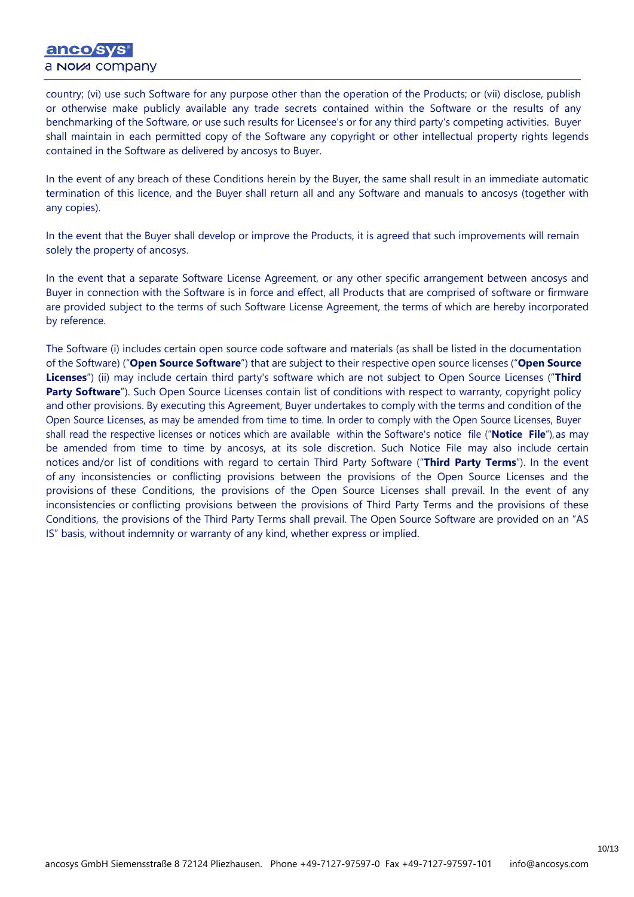country; (vi) use such Software for any purpose other than the operation of the Products; or (vii) disclose, publish or otherwise make publicly available any trade secrets contained within the Software or the results of any benchmarking of the Software, or use such results for Licensee's or for any third party's competing activities. Buyer shall maintain in each permitted copy of the Software any copyright or other intellectual property rights legends contained in the Software as delivered by ancosys to Buyer.

In the event of any breach of these Conditions herein by the Buyer, the same shall result in an immediate automatic termination of this licence, and the Buyer shall return all and any Software and manuals to ancosys (together with any copies).

In the event that the Buyer shall develop or improve the Products, it is agreed that such improvements will remain solely the property of ancosys.

In the event that a separate Software License Agreement, or any other specific arrangement between ancosys and Buyer in connection with the Software is in force and effect, all Products that are comprised of software or firmware are provided subject to the terms of such Software License Agreement, the terms of which are hereby incorporated by reference.

The Software (i) includes certain open source code software and materials (as shall be listed in the documentation of the Software) ("**Open Source Software**") that are subject to their respective open source licenses ("**Open Source Licenses**") (ii) may include certain third party's software which are not subject to Open Source Licenses ("**Third Party Software**"). Such Open Source Licenses contain list of conditions with respect to warranty, copyright policy and other provisions. By executing this Agreement, Buyer undertakes to comply with the terms and condition of the Open Source Licenses, as may be amended from time to time. In order to comply with the Open Source Licenses, Buyer shall read the respective licenses or notices which are available within the Software's notice file ("**Notice File**"), as may be amended from time to time by ancosys, at its sole discretion. Such Notice File may also include certain notices and/or list of conditions with regard to certain Third Party Software ("**Third Party Terms**"). In the event of any inconsistencies or conflicting provisions between the provisions of the Open Source Licenses and the provisions of these Conditions, the provisions of the Open Source Licenses shall prevail. In the event of any inconsistencies or conflicting provisions between the provisions of Third Party Terms and the provisions of these Conditions, the provisions of the Third Party Terms shall prevail. The Open Source Software are provided on an "AS IS" basis, without indemnity or warranty of any kind, whether express or implied.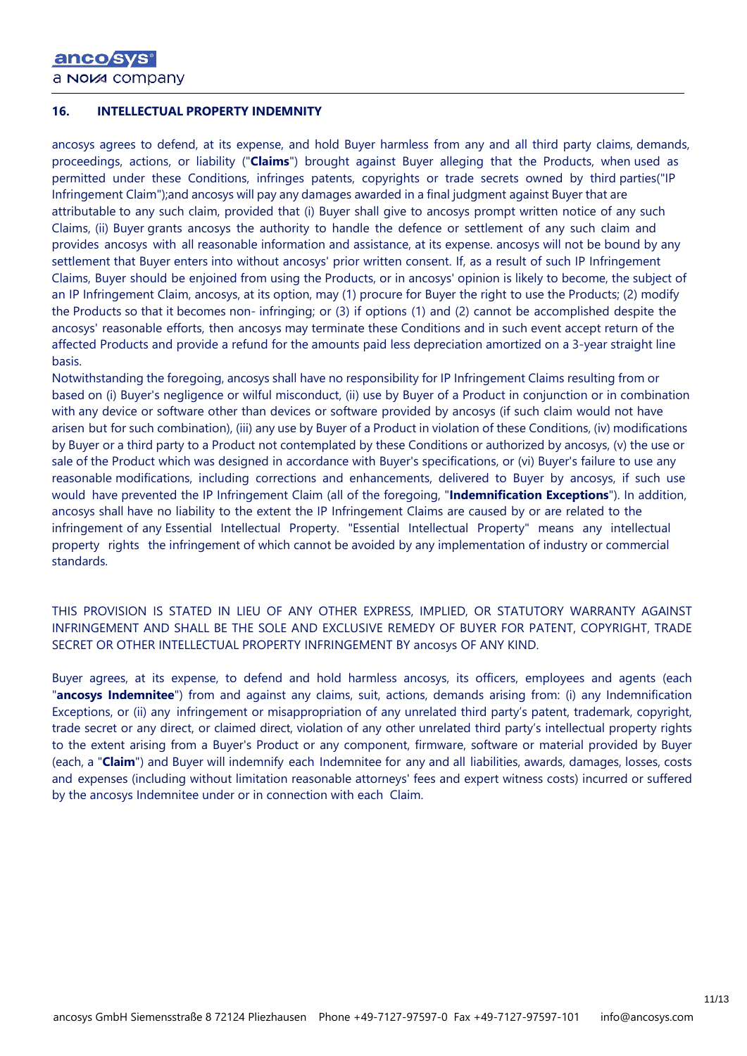## 16. INTELLECTUAL PROPERTY INDEMNITY

ancosys agrees to defend, at its expense, and hold Buyer harmless from any and all third party claims, demands, proceedings, actions, or liability ("**Claims**") brought against Buyer alleging that the Products, when used as permitted under these Conditions, infringes patents, copyrights or trade secrets owned by third parties("IP Infringement Claim");and ancosys will pay any damages awarded in a final judgment against Buyer that are attributable to any such claim, provided that (i) Buyer shall give to ancosys prompt written notice of any such Claims, (ii) Buyer grants ancosys the authority to handle the defence or settlement of any such claim and provides ancosys with all reasonable information and assistance, at its expense. ancosys will not be bound by any settlement that Buyer enters into without ancosys' prior written consent. If, as a result of such IP Infringement Claims, Buyer should be enjoined from using the Products, or in ancosys' opinion is likely to become, the subject of an IP Infringement Claim, ancosys, at its option, may (1) procure for Buyer the right to use the Products; (2) modify the Products so that it becomes non- infringing; or (3) if options (1) and (2) cannot be accomplished despite the ancosys' reasonable efforts, then ancosys may terminate these Conditions and in such event accept return of the affected Products and provide a refund for the amounts paid less depreciation amortized on a 3-year straight line basis.

Notwithstanding the foregoing, ancosys shall have no responsibility for IP Infringement Claims resulting from or based on (i) Buyer's negligence or wilful misconduct, (ii) use by Buyer of a Product in conjunction or in combination with any device or software other than devices or software provided by ancosys (if such claim would not have arisen but for such combination), (iii) any use by Buyer of a Product in violation of these Conditions, (iv) modifications by Buyer or a third party to a Product not contemplated by these Conditions or authorized by ancosys, (v) the use or sale of the Product which was designed in accordance with Buyer's specifications, or (vi) Buyer's failure to use any reasonable modifications, including corrections and enhancements, delivered to Buyer by ancosys, if such use would have prevented the IP Infringement Claim (all of the foregoing, "**Indemnification Exceptions**"). In addition, ancosys shall have no liability to the extent the IP Infringement Claims are caused by or are related to the infringement of any Essential Intellectual Property. "Essential Intellectual Property" means any intellectual property rights the infringement of which cannot be avoided by any implementation of industry or commercial standards.

THIS PROVISION IS STATED IN LIEU OF ANY OTHER EXPRESS, IMPLIED, OR STATUTORY WARRANTY AGAINST INFRINGEMENT AND SHALL BE THE SOLE AND EXCLUSIVE REMEDY OF BUYER FOR PATENT, COPYRIGHT, TRADE SECRET OR OTHER INTELLECTUAL PROPERTY INFRINGEMENT BY ancosys OF ANY KIND.

Buyer agrees, at its expense, to defend and hold harmless ancosys, its officers, employees and agents (each "**ancosys Indemnitee**") from and against any claims, suit, actions, demands arising from: (i) any Indemnification Exceptions, or (ii) any infringement or misappropriation of any unrelated third party's patent, trademark, copyright, trade secret or any direct, or claimed direct, violation of any other unrelated third party's intellectual property rights to the extent arising from a Buyer's Product or any component, firmware, software or material provided by Buyer (each, a "**Claim**") and Buyer will indemnify each Indemnitee for any and all liabilities, awards, damages, losses, costs and expenses (including without limitation reasonable attorneys' fees and expert witness costs) incurred or suffered by the ancosys Indemnitee under or in connection with each Claim.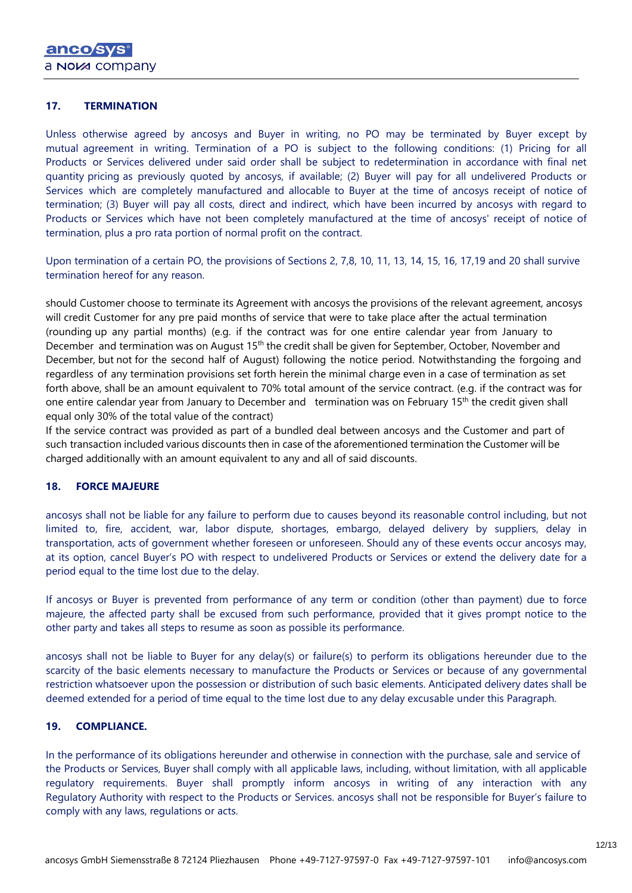## 17. TERMINATION

Unless otherwise agreed by ancosys and Buyer in writing, no PO may be terminated by Buyer except by mutual agreement in writing. Termination of a PO is subject to the following conditions: (1) Pricing for all Products or Services delivered under said order shall be subject to redetermination in accordance with final net quantity pricing as previously quoted by ancosys, if available; (2) Buyer will pay for all undelivered Products or Services which are completely manufactured and allocable to Buyer at the time of ancosys receipt of notice of termination; (3) Buyer will pay all costs, direct and indirect, which have been incurred by ancosys with regard to Products or Services which have not been completely manufactured at the time of ancosys' receipt of notice of termination, plus a pro rata portion of normal profit on the contract.

Upon termination of a certain PO, the provisions of Sections 2, 7,8, 10, 11, 13, 14, 15, 16, 17,19 and 20 shall survive termination hereof for any reason.

should Customer choose to terminate its Agreement with ancosys the provisions of the relevant agreement, ancosys will credit Customer for any pre paid months of service that were to take place after the actual termination (rounding up any partial months) (e.g. if the contract was for one entire calendar year from January to December and termination was on August 15th the credit shall be given for September, October, November and December, but not for the second half of August) following the notice period. Notwithstanding the forgoing and regardless of any termination provisions set forth herein the minimal charge even in a case of termination as set forth above, shall be an amount equivalent to 70% total amount of the service contract. (e.g. if the contract was for one entire calendar year from January to December and termination was on February 15th the credit given shall equal only 30% of the total value of the contract)

If the service contract was provided as part of a bundled deal between ancosys and the Customer and part of such transaction included various discounts then in case of the aforementioned termination the Customer will be charged additionally with an amount equivalent to any and all of said discounts.

## 18. FORCE MAJEURE

ancosys shall not be liable for any failure to perform due to causes beyond its reasonable control including, but not limited to, fire, accident, war, labor dispute, shortages, embargo, delayed delivery by suppliers, delay in transportation, acts of government whether foreseen or unforeseen. Should any of these events occur ancosys may, at its option, cancel Buyer's PO with respect to undelivered Products or Services or extend the delivery date for a period equal to the time lost due to the delay.

If ancosys or Buyer is prevented from performance of any term or condition (other than payment) due to force majeure, the affected party shall be excused from such performance, provided that it gives prompt notice to the other party and takes all steps to resume as soon as possible its performance.

ancosys shall not be liable to Buyer for any delay(s) or failure(s) to perform its obligations hereunder due to the scarcity of the basic elements necessary to manufacture the Products or Services or because of any governmental restriction whatsoever upon the possession or distribution of such basic elements. Anticipated delivery dates shall be deemed extended for a period of time equal to the time lost due to any delay excusable under this Paragraph.

## 19. COMPLIANCE.

In the performance of its obligations hereunder and otherwise in connection with the purchase, sale and service of the Products or Services, Buyer shall comply with all applicable laws, including, without limitation, with all applicable regulatory requirements. Buyer shall promptly inform ancosys in writing of any interaction with any Regulatory Authority with respect to the Products or Services. ancosys shall not be responsible for Buyer's failure to comply with any laws, regulations or acts.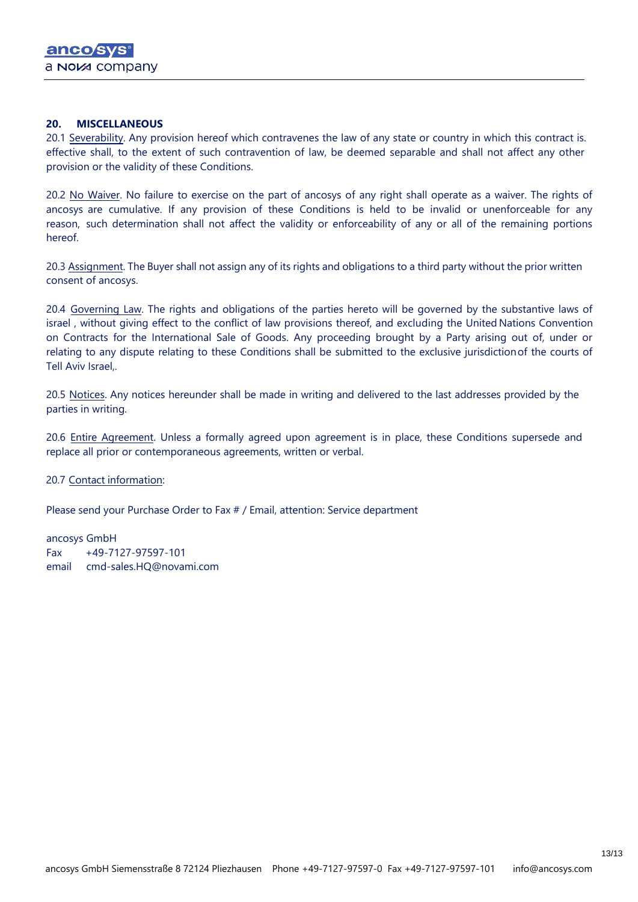## 20. MISCELLANEOUS

20.1 Severability. Any provision hereof which contravenes the law of any state or country in which this contract is. effective shall, to the extent of such contravention of law, be deemed separable and shall not affect any other provision or the validity of these Conditions.

20.2 No Waiver. No failure to exercise on the part of ancosys of any right shall operate as a waiver. The rights of ancosys are cumulative. If any provision of these Conditions is held to be invalid or unenforceable for any reason, such determination shall not affect the validity or enforceability of any or all of the remaining portions hereof.

20.3 Assignment. The Buyer shall not assign any of its rights and obligations to a third party without the prior written consent of ancosys.

20.4 Governing Law. The rights and obligations of the parties hereto will be governed by the substantive laws of israel , without giving effect to the conflict of law provisions thereof, and excluding the United Nations Convention on Contracts for the International Sale of Goods. Any proceeding brought by a Party arising out of, under or relating to any dispute relating to these Conditions shall be submitted to the exclusive jurisdiction of the courts of Tell Aviv Israel,.

20.5 Notices. Any notices hereunder shall be made in writing and delivered to the last addresses provided by the parties in writing.

20.6 Entire Agreement. Unless a formally agreed upon agreement is in place, these Conditions supersede and replace all prior or contemporaneous agreements, written or verbal.

20.7 Contact information:

Please send your Purchase Order to Fax # / Email, attention: Service department

ancosys GmbH
Fax +49-7127-97597-101
email cmd-sales.HQ@novami.com